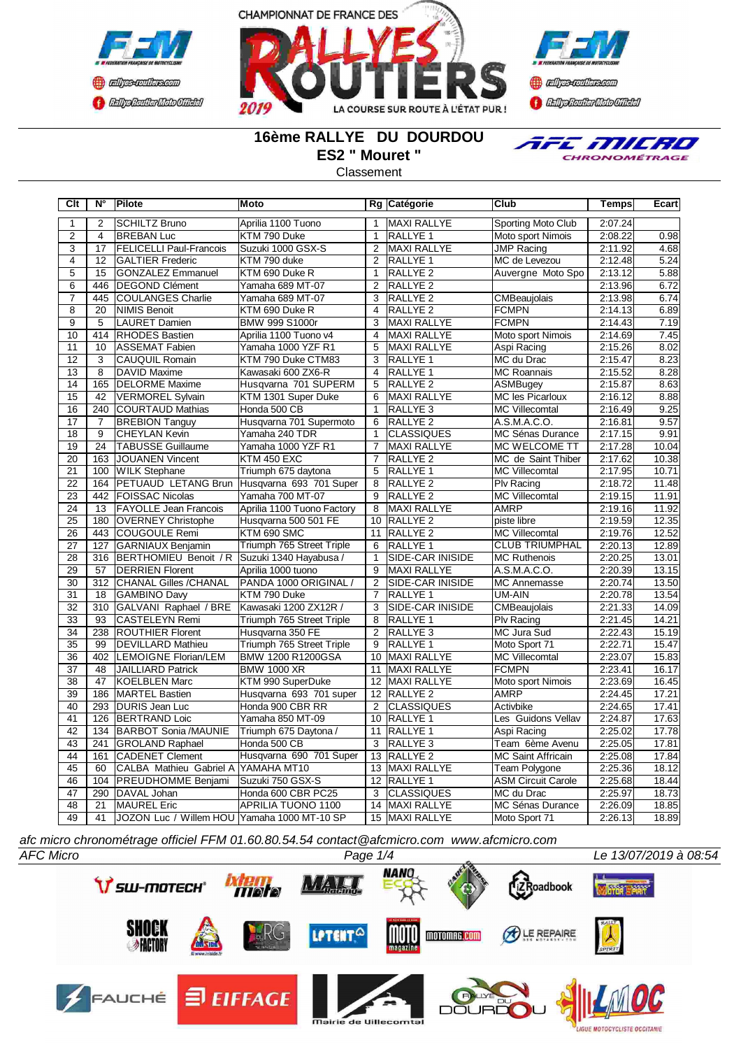CHAMPIONNAT DE FRANCE DES RALLYES ROUTIERS 2019

LA COURSE SUR ROUTE À L'ÉTAT PUR !

# 16ème RALLYE DU DOURDOU

## ES2 " Mouret "

Classement

| Clt | N° | Pilote | Moto | Rg | Catégorie | Club | Temps | Ecart |
|---|---|---|---|---|---|---|---|---|
| 1 | 2 | SCHILTZ Bruno | Aprilia 1100 Tuono | 1 | MAXI RALLYE | Sporting Moto Club | 2:07.24 | |
| 2 | 4 | BREBAN Luc | KTM 790 Duke | 1 | RALLYE 1 | Moto sport Nimois | 2:08.22 | 0.98 |
| 3 | 17 | FELICELLI Paul-Francois | Suzuki 1000 GSX-S | 2 | MAXI RALLYE | JMP Racing | 2:11.92 | 4.68 |
| 4 | 12 | GALTIER Frederic | KTM 790 duke | 2 | RALLYE 1 | MC de Levezou | 2:12.48 | 5.24 |
| 5 | 15 | GONZALEZ Emmanuel | KTM 690 Duke R | 1 | RALLYE 2 | Auvergne Moto Spo | 2:13.12 | 5.88 |
| 6 | 446 | DEGOND Clément | Yamaha 689 MT-07 | 2 | RALLYE 2 | | 2:13.96 | 6.72 |
| 7 | 445 | COULANGES Charlie | Yamaha 689 MT-07 | 3 | RALLYE 2 | CMBeaujolais | 2:13.98 | 6.74 |
| 8 | 20 | NIMIS Benoit | KTM 690 Duke R | 4 | RALLYE 2 | FCMPN | 2:14.13 | 6.89 |
| 9 | 5 | LAURET Damien | BMW 999 S1000r | 3 | MAXI RALLYE | FCMPN | 2:14.43 | 7.19 |
| 10 | 414 | RHODES Bastien | Aprilia 1100 Tuono v4 | 4 | MAXI RALLYE | Moto sport Nimois | 2:14.69 | 7.45 |
| 11 | 10 | ASSEMAT Fabien | Yamaha 1000 YZF R1 | 5 | MAXI RALLYE | Aspi Racing | 2:15.26 | 8.02 |
| 12 | 3 | CAUQUIL Romain | KTM 790 Duke CTM83 | 3 | RALLYE 1 | MC du Drac | 2:15.47 | 8.23 |
| 13 | 8 | DAVID Maxime | Kawasaki 600 ZX6-R | 4 | RALLYE 1 | MC Roannais | 2:15.52 | 8.28 |
| 14 | 165 | DELORME Maxime | Husqvarna 701 SUPERM | 5 | RALLYE 2 | ASMBugey | 2:15.87 | 8.63 |
| 15 | 42 | VERMOREL Sylvain | KTM 1301 Super Duke | 6 | MAXI RALLYE | MC les Picarloux | 2:16.12 | 8.88 |
| 16 | 240 | COURTAUD Mathias | Honda 500 CB | 1 | RALLYE 3 | MC Villecomtal | 2:16.49 | 9.25 |
| 17 | 7 | BREBION Tanguy | Husqvarna 701 Supermoto | 6 | RALLYE 2 | A.S.M.A.C.O. | 2:16.81 | 9.57 |
| 18 | 9 | CHEYLAN Kevin | Yamaha 240 TDR | 1 | CLASSIQUES | MC Sénas Durance | 2:17.15 | 9.91 |
| 19 | 24 | TABUSSE Guillaume | Yamaha 1000 YZF R1 | 7 | MAXI RALLYE | MC WELCOME TT | 2:17.28 | 10.04 |
| 20 | 163 | JOUANEN Vincent | KTM 450 EXC | 7 | RALLYE 2 | MC de Saint Thiber | 2:17.62 | 10.38 |
| 21 | 100 | WILK Stephane | Triumph 675 daytona | 5 | RALLYE 1 | MC Villecomtal | 2:17.95 | 10.71 |
| 22 | 164 | PETUAUD LETANG Brun | Husqvarna 693 701 Super | 8 | RALLYE 2 | Plv Racing | 2:18.72 | 11.48 |
| 23 | 442 | FOISSAC Nicolas | Yamaha 700 MT-07 | 9 | RALLYE 2 | MC Villecomtal | 2:19.15 | 11.91 |
| 24 | 13 | FAYOLLE Jean Francois | Aprilia 1100 Tuono Factory | 8 | MAXI RALLYE | AMRP | 2:19.16 | 11.92 |
| 25 | 180 | OVERNEY Christophe | Husqvarna 500 501 FE | 10 | RALLYE 2 | piste libre | 2:19.59 | 12.35 |
| 26 | 443 | COUGOULE Remi | KTM 690 SMC | 11 | RALLYE 2 | MC Villecomtal | 2:19.76 | 12.52 |
| 27 | 127 | GARNIAUX Benjamin | Triumph 765 Street Triple | 6 | RALLYE 1 | CLUB TRIUMPHAL | 2:20.13 | 12.89 |
| 28 | 316 | BERTHOMIEU Benoit / R | Suzuki 1340 Hayabusa / | 1 | SIDE-CAR INISIDE | MC Ruthenois | 2:20.25 | 13.01 |
| 29 | 57 | DERRIEN Florent | Aprilia 1000 tuono | 9 | MAXI RALLYE | A.S.M.A.C.O. | 2:20.39 | 13.15 |
| 30 | 312 | CHANAL Gilles /CHANAL | PANDA 1000 ORIGINAL / | 2 | SIDE-CAR INISIDE | MC Annemasse | 2:20.74 | 13.50 |
| 31 | 18 | GAMBINO Davy | KTM 790 Duke | 7 | RALLYE 1 | UM-AIN | 2:20.78 | 13.54 |
| 32 | 310 | GALVANI Raphael / BRE | Kawasaki 1200 ZX12R / | 3 | SIDE-CAR INISIDE | CMBeaujolais | 2:21.33 | 14.09 |
| 33 | 93 | CASTELEYN Remi | Triumph 765 Street Triple | 8 | RALLYE 1 | Plv Racing | 2:21.45 | 14.21 |
| 34 | 238 | ROUTHIER Florent | Husqvarna 701 | 2 | RALLYE 3 | MC Jura Sud | 2:22.43 | 15.19 |
| 35 | 99 | DEVILLARD Mathieu | Triumph 765 Street Triple | 9 | RALLYE 1 | Moto Sport 71 | 2:22.71 | 15.47 |
| 36 | 402 | LEMOIGNE Florian/LEM | BMW 1200 R1200GSA | 10 | MAXI RALLYE | MC Villecomtal | 2:23.07 | 15.83 |
| 37 | 48 | JAILLIARD Patrick | BMW 1000 XR | 11 | MAXI RALLYE | FCMPN | 2:23.41 | 16.17 |
| 38 | 47 | KOELBLEN Marc | KTM 990 SuperDuke | 12 | MAXI RALLYE | Moto sport Nimois | 2:23.69 | 16.45 |
| 39 | 186 | MARTEL Bastien | Husqvarna 693 701 super | 12 | RALLYE 2 | AMRP | 2:24.45 | 17.21 |
| 40 | 293 | DURIS Jean Luc | Honda 900 CBR RR | 2 | CLASSIQUES | Activbike | 2:24.65 | 17.41 |
| 41 | 126 | BERTRAND Loic | Yamaha 850 MT-09 | 10 | RALLYE 1 | Les Guidons Vellav | 2:24.87 | 17.63 |
| 42 | 134 | BARBOT Sonia /MAUNIE | Triumph 675 Daytona / | 11 | RALLYE 1 | Aspi Racing | 2:25.02 | 17.78 |
| 43 | 241 | GROLAND Raphael | Honda 500 CB | 3 | RALLYE 3 | Team 6ème Avenu | 2:25.05 | 17.81 |
| 44 | 161 | CADENET Clement | Husqvarna 690 701 Super | 13 | RALLYE 2 | MC Saint Affricain | 2:25.08 | 17.84 |
| 45 | 60 | CALBA Mathieu Gabriel A | YAMAHA MT10 | 13 | MAXI RALLYE | Team Polygone | 2:25.36 | 18.12 |
| 46 | 104 | PREUDHOMME Benjami | Suzuki 750 GSX-S | 12 | RALLYE 1 | ASM Circuit Carole | 2:25.68 | 18.44 |
| 47 | 290 | DAVAL Johan | Honda 600 CBR PC25 | 3 | CLASSIQUES | MC du Drac | 2:25.97 | 18.73 |
| 48 | 21 | MAUREL Eric | APRILIA TUONO 1100 | 14 | MAXI RALLYE | MC Sénas Durance | 2:26.09 | 18.85 |
| 49 | 41 | JOZON Luc / Willem HOU | Yamaha 1000 MT-10 SP | 15 | MAXI RALLYE | Moto Sport 71 | 2:26.13 | 18.89 |

*afc micro chronométrage officiel FFM 01.60.80.54.54 contact@afcmicro.com www.afcmicro.com*

*AFC Micro* — *Le 13/07/2019 à 08:54*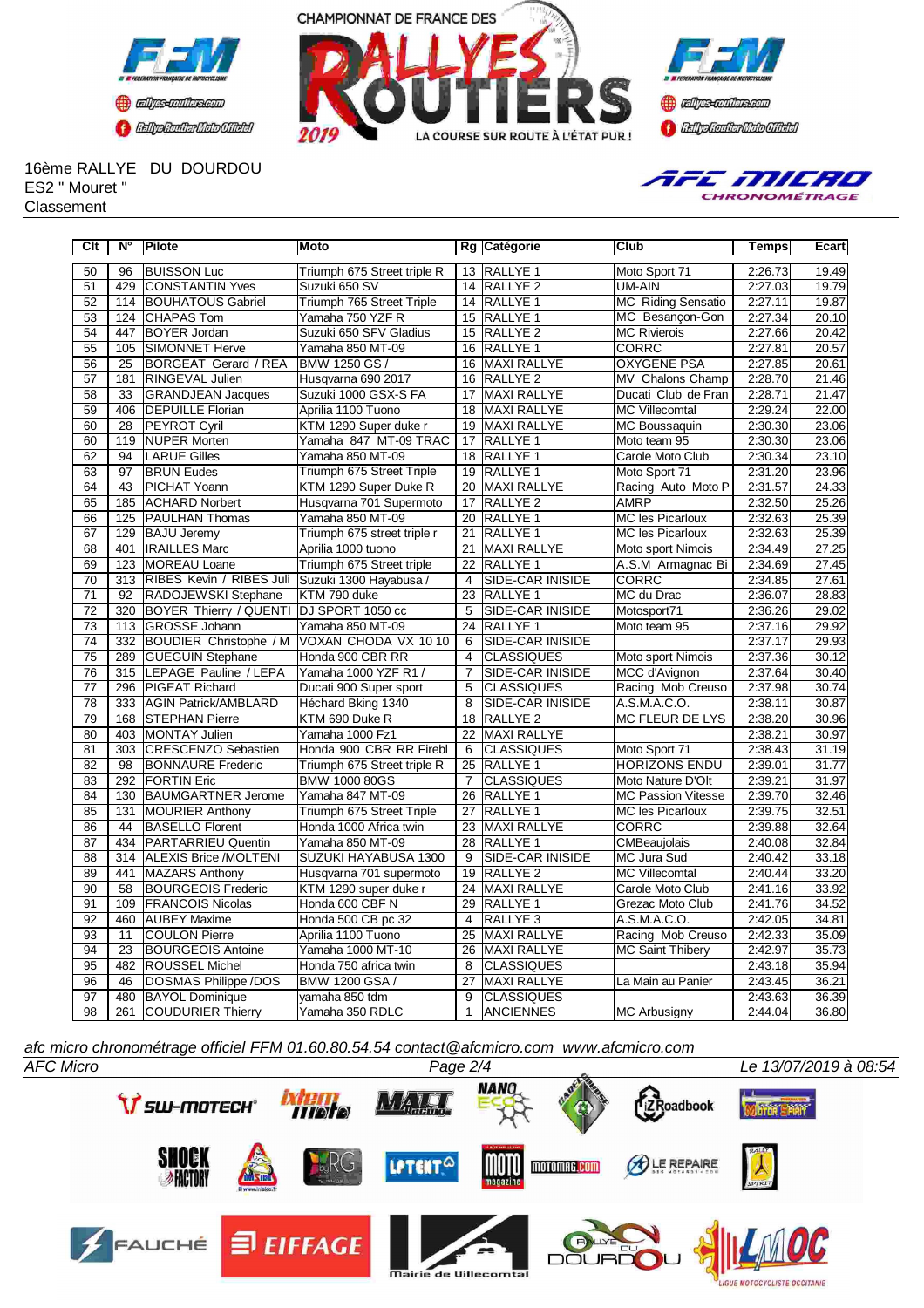16ème RALLYE DU DOURDOU
ES2 " Mouret "
Classement

| Clt | N° | Pilote | Moto | Rg | Catégorie | Club | Temps | Ecart |
|---|---|---|---|---|---|---|---|---|
| 50 | 96 | BUISSON Luc | Triumph 675 Street triple R | 13 | RALLYE 1 | Moto Sport 71 | 2:26.73 | 19.49 |
| 51 | 429 | CONSTANTIN Yves | Suzuki 650 SV | 14 | RALLYE 2 | UM-AIN | 2:27.03 | 19.79 |
| 52 | 114 | BOUHATOUS Gabriel | Triumph 765 Street Triple | 14 | RALLYE 1 | MC Riding Sensatio | 2:27.11 | 19.87 |
| 53 | 124 | CHAPAS Tom | Yamaha 750 YZF R | 15 | RALLYE 1 | MC Besançon-Gon | 2:27.34 | 20.10 |
| 54 | 447 | BOYER Jordan | Suzuki 650 SFV Gladius | 15 | RALLYE 2 | MC Rivierois | 2:27.66 | 20.42 |
| 55 | 105 | SIMONNET Herve | Yamaha 850 MT-09 | 16 | RALLYE 1 | CORRC | 2:27.81 | 20.57 |
| 56 | 25 | BORGEAT Gerard / REA | BMW 1250 GS / | 16 | MAXI RALLYE | OXYGENE PSA | 2:27.85 | 20.61 |
| 57 | 181 | RINGEVAL Julien | Husqvarna 690 2017 | 16 | RALLYE 2 | MV Chalons Champ | 2:28.70 | 21.46 |
| 58 | 33 | GRANDJEAN Jacques | Suzuki 1000 GSX-S FA | 17 | MAXI RALLYE | Ducati Club de Fran | 2:28.71 | 21.47 |
| 59 | 406 | DEPUILLE Florian | Aprilia 1100 Tuono | 18 | MAXI RALLYE | MC Villecomtal | 2:29.24 | 22.00 |
| 60 | 28 | PEYROT Cyril | KTM 1290 Super duke r | 19 | MAXI RALLYE | MC Boussaquin | 2:30.30 | 23.06 |
| 60 | 119 | NUPER Morten | Yamaha 847 MT-09 TRAC | 17 | RALLYE 1 | Moto team 95 | 2:30.30 | 23.06 |
| 62 | 94 | LARUE Gilles | Yamaha 850 MT-09 | 18 | RALLYE 1 | Carole Moto Club | 2:30.34 | 23.10 |
| 63 | 97 | BRUN Eudes | Triumph 675 Street Triple | 19 | RALLYE 1 | Moto Sport 71 | 2:31.20 | 23.96 |
| 64 | 43 | PICHAT Yoann | KTM 1290 Super Duke R | 20 | MAXI RALLYE | Racing Auto Moto P | 2:31.57 | 24.33 |
| 65 | 185 | ACHARD Norbert | Husqvarna 701 Supermoto | 17 | RALLYE 2 | AMRP | 2:32.50 | 25.26 |
| 66 | 125 | PAULHAN Thomas | Yamaha 850 MT-09 | 20 | RALLYE 1 | MC les Picarloux | 2:32.63 | 25.39 |
| 67 | 129 | BAJU Jeremy | Triumph 675 street triple r | 21 | RALLYE 1 | MC les Picarloux | 2:32.63 | 25.39 |
| 68 | 401 | IRAILLES Marc | Aprilia 1000 tuono | 21 | MAXI RALLYE | Moto sport Nimois | 2:34.49 | 27.25 |
| 69 | 123 | MOREAU Loane | Triumph 675 Street triple | 22 | RALLYE 1 | A.S.M Armagnac Bi | 2:34.69 | 27.45 |
| 70 | 313 | RIBES Kevin / RIBES Juli | Suzuki 1300 Hayabusa / | 4 | SIDE-CAR INISIDE | CORRC | 2:34.85 | 27.61 |
| 71 | 92 | RADOJEWSKI Stephane | KTM 790 duke | 23 | RALLYE 1 | MC du Drac | 2:36.07 | 28.83 |
| 72 | 320 | BOYER Thierry / QUENTI | DJ SPORT 1050 cc | 5 | SIDE-CAR INISIDE | Motosport71 | 2:36.26 | 29.02 |
| 73 | 113 | GROSSE Johann | Yamaha 850 MT-09 | 24 | RALLYE 1 | Moto team 95 | 2:37.16 | 29.92 |
| 74 | 332 | BOUDIER Christophe / M | VOXAN CHODA VX 10 10 | 6 | SIDE-CAR INISIDE | | 2:37.17 | 29.93 |
| 75 | 289 | GUEGUIN Stephane | Honda 900 CBR RR | 4 | CLASSIQUES | Moto sport Nimois | 2:37.36 | 30.12 |
| 76 | 315 | LEPAGE Pauline / LEPA | Yamaha 1000 YZF R1 / | 7 | SIDE-CAR INISIDE | MCC d'Avignon | 2:37.64 | 30.40 |
| 77 | 296 | PIGEAT Richard | Ducati 900 Super sport | 5 | CLASSIQUES | Racing Mob Creuso | 2:37.98 | 30.74 |
| 78 | 333 | AGIN Patrick/AMBLARD | Héchard Bking 1340 | 8 | SIDE-CAR INISIDE | A.S.M.A.C.O. | 2:38.11 | 30.87 |
| 79 | 168 | STEPHAN Pierre | KTM 690 Duke R | 18 | RALLYE 2 | MC FLEUR DE LYS | 2:38.20 | 30.96 |
| 80 | 403 | MONTAY Julien | Yamaha 1000 Fz1 | 22 | MAXI RALLYE | | 2:38.21 | 30.97 |
| 81 | 303 | CRESCENZO Sebastien | Honda 900 CBR RR Firebl | 6 | CLASSIQUES | Moto Sport 71 | 2:38.43 | 31.19 |
| 82 | 98 | BONNAURE Frederic | Triumph 675 Street triple R | 25 | RALLYE 1 | HORIZONS ENDU | 2:39.01 | 31.77 |
| 83 | 292 | FORTIN Eric | BMW 1000 80GS | 7 | CLASSIQUES | Moto Nature D'Olt | 2:39.21 | 31.97 |
| 84 | 130 | BAUMGARTNER Jerome | Yamaha 847 MT-09 | 26 | RALLYE 1 | MC Passion Vitesse | 2:39.70 | 32.46 |
| 85 | 131 | MOURIER Anthony | Triumph 675 Street Triple | 27 | RALLYE 1 | MC les Picarloux | 2:39.75 | 32.51 |
| 86 | 44 | BASELLO Florent | Honda 1000 Africa twin | 23 | MAXI RALLYE | CORRC | 2:39.88 | 32.64 |
| 87 | 434 | PARTARRIEU Quentin | Yamaha 850 MT-09 | 28 | RALLYE 1 | CMBeaujolais | 2:40.08 | 32.84 |
| 88 | 314 | ALEXIS Brice /MOLTENI | SUZUKI HAYABUSA 1300 | 9 | SIDE-CAR INISIDE | MC Jura Sud | 2:40.42 | 33.18 |
| 89 | 441 | MAZARS Anthony | Husqvarna 701 supermoto | 19 | RALLYE 2 | MC Villecomtal | 2:40.44 | 33.20 |
| 90 | 58 | BOURGEOIS Frederic | KTM 1290 super duke r | 24 | MAXI RALLYE | Carole Moto Club | 2:41.16 | 33.92 |
| 91 | 109 | FRANCOIS Nicolas | Honda 600 CBF N | 29 | RALLYE 1 | Grezac Moto Club | 2:41.76 | 34.52 |
| 92 | 460 | AUBEY Maxime | Honda 500 CB pc 32 | 4 | RALLYE 3 | A.S.M.A.C.O. | 2:42.05 | 34.81 |
| 93 | 11 | COULON Pierre | Aprilia 1100 Tuono | 25 | MAXI RALLYE | Racing Mob Creuso | 2:42.33 | 35.09 |
| 94 | 23 | BOURGEOIS Antoine | Yamaha 1000 MT-10 | 26 | MAXI RALLYE | MC Saint Thibery | 2:42.97 | 35.73 |
| 95 | 482 | ROUSSEL Michel | Honda 750 africa twin | 8 | CLASSIQUES | | 2:43.18 | 35.94 |
| 96 | 46 | DOSMAS Philippe /DOS | BMW 1200 GSA / | 27 | MAXI RALLYE | La Main au Panier | 2:43.45 | 36.21 |
| 97 | 480 | BAYOL Dominique | yamaha 850 tdm | 9 | CLASSIQUES | | 2:43.63 | 36.39 |
| 98 | 261 | COUDURIER Thierry | Yamaha 350 RDLC | 1 | ANCIENNES | MC Arbusigny | 2:44.04 | 36.80 |

*afc micro chronométrage officiel FFM 01.60.80.54.54 contact@afcmicro.com www.afcmicro.com*

*AFC Micro* — *Le 13/07/2019 à 08:54*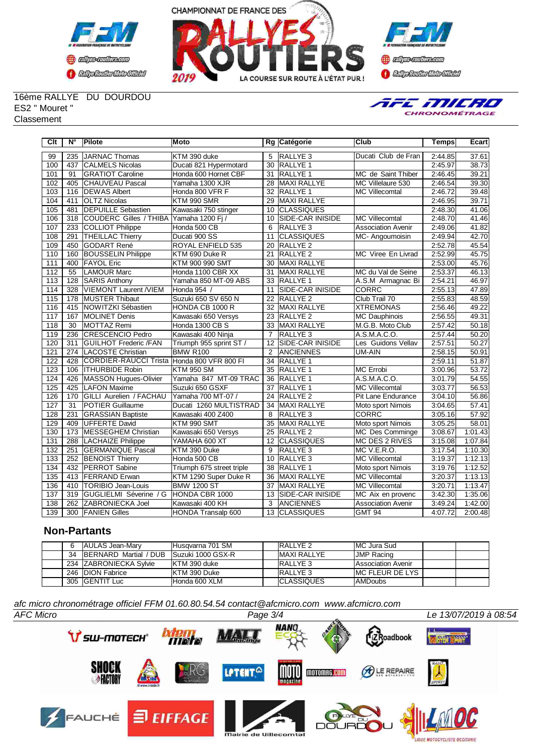16ème RALLYE DU DOURDOU
ES2 " Mouret "
Classement

| Clt | N° | Pilote | Moto | Rg | Catégorie | Club | Temps | Ecart |
|---|---|---|---|---|---|---|---|---|
| 99 | 235 | JARNAC Thomas | KTM 390 duke | 5 | RALLYE 3 | Ducati Club de Fran | 2:44.85 | 37.61 |
| 100 | 437 | CALMELS Nicolas | Ducati 821 Hypermotard | 30 | RALLYE 1 | | 2:45.97 | 38.73 |
| 101 | 91 | GRATIOT Caroline | Honda 600 Hornet CBF | 31 | RALLYE 1 | MC de Saint Thiber | 2:46.45 | 39.21 |
| 102 | 405 | CHAUVEAU Pascal | Yamaha 1300 XJR | 28 | MAXI RALLYE | MC Villelaure 530 | 2:46.54 | 39.30 |
| 103 | 116 | DEWAS Albert | Honda 800 VFR F | 32 | RALLYE 1 | MC Villecomtal | 2:46.72 | 39.48 |
| 104 | 411 | OLTZ Nicolas | KTM 990 SMR | 29 | MAXI RALLYE | | 2:46.95 | 39.71 |
| 105 | 481 | DEPUILLE Sebastien | Kawasaki 750 stinger | 10 | CLASSIQUES | | 2:48.30 | 41.06 |
| 106 | 318 | COUDERC Gilles / THIBA | Yamaha 1200 Fj / | 10 | SIDE-CAR INISIDE | MC Villecomtal | 2:48.70 | 41.46 |
| 107 | 233 | COLLIOT Philippe | Honda 500 CB | 6 | RALLYE 3 | Association Avenir | 2:49.06 | 41.82 |
| 108 | 291 | THEILLAC Thierry | Ducati 900 SS | 11 | CLASSIQUES | MC- Angoumoisin | 2:49.94 | 42.70 |
| 109 | 450 | GODART René | ROYAL ENFIELD 535 | 20 | RALLYE 2 | | 2:52.78 | 45.54 |
| 110 | 160 | BOUSSELIN Philippe | KTM 690 Duke R | 21 | RALLYE 2 | MC Viree En Livrad | 2:52.99 | 45.75 |
| 111 | 400 | FAYOL Eric | KTM 900 990 SMT | 30 | MAXI RALLYE | | 2:53.00 | 45.76 |
| 112 | 55 | LAMOUR Marc | Honda 1100 CBR XX | 31 | MAXI RALLYE | MC du Val de Seine | 2:53.37 | 46.13 |
| 113 | 128 | SARIS Anthony | Yamaha 850 MT-09 ABS | 33 | RALLYE 1 | A.S.M Armagnac Bi | 2:54.21 | 46.97 |
| 114 | 328 | VIEMONT Laurent /VIEM | Honda 954 / | 11 | SIDE-CAR INISIDE | CORRC | 2:55.13 | 47.89 |
| 115 | 178 | MUSTER Thibaut | Suzuki 650 SV 650 N | 22 | RALLYE 2 | Club Trail 70 | 2:55.83 | 48.59 |
| 116 | 415 | NOWITZKI Sébastien | HONDA CB 1000 R | 32 | MAXI RALLYE | XTREMONAS | 2:56.46 | 49.22 |
| 117 | 167 | MOLINET Denis | Kawasaki 650 Versys | 23 | RALLYE 2 | MC Dauphinois | 2:56.55 | 49.31 |
| 118 | 30 | MOTTAZ Remi | Honda 1300 CB S | 33 | MAXI RALLYE | M.G.B. Moto Club | 2:57.42 | 50.18 |
| 119 | 236 | CRESCENCIO Pedro | Kawasaki 400 Ninja | 7 | RALLYE 3 | A.S.M.A.C.O. | 2:57.44 | 50.20 |
| 120 | 311 | GUILHOT Frederic /FAN | Triumph 955 sprint ST / | 12 | SIDE-CAR INISIDE | Les Guidons Vellav | 2:57.51 | 50.27 |
| 121 | 274 | LACOSTE Christian | BMW R100 | 2 | ANCIENNES | UM-AIN | 2:58.15 | 50.91 |
| 122 | 428 | CORDIER-RAUCCI Trista | Honda 800 VFR 800 FI | 34 | RALLYE 1 | | 2:59.11 | 51.87 |
| 123 | 106 | ITHURBIDE Robin | KTM 950 SM | 35 | RALLYE 1 | MC Errobi | 3:00.96 | 53.72 |
| 124 | 426 | MASSON Hugues-Olivier | Yamaha 847 MT-09 TRAC | 36 | RALLYE 1 | A.S.M.A.C.O. | 3:01.79 | 54.55 |
| 125 | 425 | LAFON Maxime | Suzuki 650 GSXF | 37 | RALLYE 1 | MC Villecomtal | 3:03.77 | 56.53 |
| 126 | 170 | GILLI Aurelien / FACHAU | Yamaha 700 MT-07 / | 24 | RALLYE 2 | Pit Lane Endurance | 3:04.10 | 56.86 |
| 127 | 31 | POTIER Guillaume | Ducati 1260 MULTISTRAD | 34 | MAXI RALLYE | Moto sport Nimois | 3:04.65 | 57.41 |
| 128 | 231 | GRASSIAN Baptiste | Kawasaki 400 Z400 | 8 | RALLYE 3 | CORRC | 3:05.16 | 57.92 |
| 129 | 409 | UFFERTE David | KTM 990 SMT | 35 | MAXI RALLYE | Moto sport Nimois | 3:05.25 | 58.01 |
| 130 | 173 | MESSEGHEM Christian | Kawasaki 650 Versys | 25 | RALLYE 2 | MC Des Comminge | 3:08.67 | 1:01.43 |
| 131 | 288 | LACHAIZE Philippe | YAMAHA 600 XT | 12 | CLASSIQUES | MC DES 2 RIVES | 3:15.08 | 1:07.84 |
| 132 | 251 | GERMANIQUE Pascal | KTM 390 Duke | 9 | RALLYE 3 | MC V.E.R.O. | 3:17.54 | 1:10.30 |
| 133 | 252 | BENOIST Thierry | Honda 500 CB | 10 | RALLYE 3 | MC Villecomtal | 3:19.37 | 1:12.13 |
| 134 | 432 | PERROT Sabine | Triumph 675 street triple | 38 | RALLYE 1 | Moto sport Nimois | 3:19.76 | 1:12.52 |
| 135 | 413 | FERRAND Erwan | KTM 1290 Super Duke R | 36 | MAXI RALLYE | MC Villecomtal | 3:20.37 | 1:13.13 |
| 136 | 410 | TORIBIO Jean-Louis | BMW 1200 ST | 37 | MAXI RALLYE | MC Villecomtal | 3:20.71 | 1:13.47 |
| 137 | 319 | GUGLIELMI Séverine / G | HONDA CBR 1000 | 13 | SIDE-CAR INISIDE | MC Aix en provenc | 3:42.30 | 1:35.06 |
| 138 | 262 | ZABRONIECKA Joel | Kawasaki 400 KH | 3 | ANCIENNES | Association Avenir | 3:49.24 | 1:42.00 |
| 139 | 300 | FANIEN Gilles | HONDA Transalp 600 | 13 | CLASSIQUES | GMT 94 | 4:07.72 | 2:00.48 |

## Non-Partants

| | N° | Pilote | Moto | Rg | Catégorie | Club | | |
|---|---|---|---|---|---|---|---|---|
| | 6 | AULAS Jean-Mary | Husqvarna 701 SM | | RALLYE 2 | MC Jura Sud | | |
| | 34 | BERNARD Martial / DUB | Suzuki 1000 GSX-R | | MAXI RALLYE | JMP Racing | | |
| | 234 | ZABRONIECKA Sylvie | KTM 390 duke | | RALLYE 3 | Association Avenir | | |
| | 246 | DION Fabrice | KTM 390 Duke | | RALLYE 3 | MC FLEUR DE LYS | | |
| | 305 | GENTIT Luc | Honda 600 XLM | | CLASSIQUES | AMDoubs | | |

*afc micro chronométrage officiel FFM 01.60.80.54.54 contact@afcmicro.com www.afcmicro.com*

AFC Micro — Le 13/07/2019 à 08:54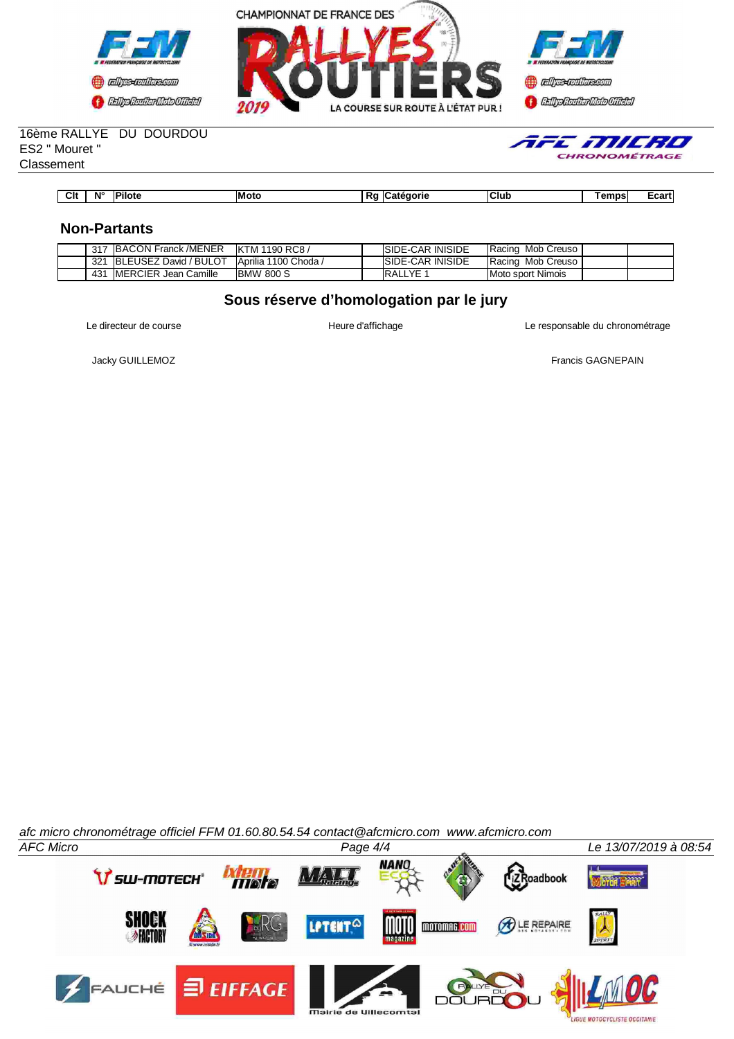16ème RALLYE DU DOURDOU
ES2 " Mouret "
Classement

| Clt | N° | Pilote | Moto | Rg | Catégorie | Club | Temps | Ecart |
|---|---|---|---|---|---|---|---|---|

## Non-Partants

| Clt | N° | Pilote | Moto | Rg | Catégorie | Club | Temps | Ecart |
|---|---|---|---|---|---|---|---|---|
| | 317 | BACON Franck /MENER | KTM 1190 RC8 / | | SIDE-CAR INISIDE | Racing Mob Creuso | | |
| | 321 | BLEUSEZ David / BULOT | Aprilia 1100 Choda / | | SIDE-CAR INISIDE | Racing Mob Creuso | | |
| | 431 | MERCIER Jean Camille | BMW 800 S | | RALLYE 1 | Moto sport Nimois | | |

## Sous réserve d'homologation par le jury

Le directeur de course

Heure d'affichage

Le responsable du chronométrage

Jacky GUILLEMOZ

Francis GAGNEPAIN

*afc micro chronométrage officiel FFM 01.60.80.54.54 contact@afcmicro.com www.afcmicro.com*

*AFC Micro* *Le 13/07/2019 à 08:54*